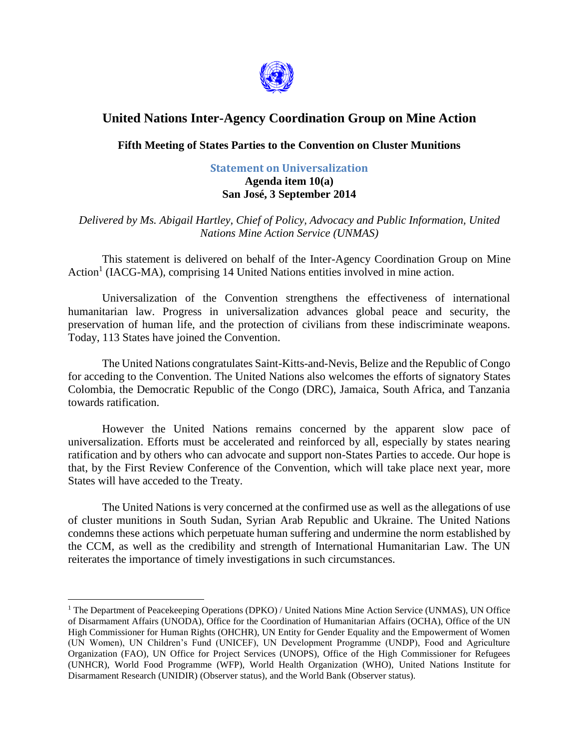# United Nations Inter-Agency Coordination Group on Mine Action

## Fifth Meeting of States Parties to the Convention on Cluster Munitions

### Statement on Universalization

**Agenda item 10(a)**
**San José, 3 September 2014**

*Delivered by Ms. Abigail Hartley, Chief of Policy, Advocacy and Public Information, United Nations Mine Action Service (UNMAS)*

This statement is delivered on behalf of the Inter-Agency Coordination Group on Mine Action[1] (IACG-MA), comprising 14 United Nations entities involved in mine action.

Universalization of the Convention strengthens the effectiveness of international humanitarian law. Progress in universalization advances global peace and security, the preservation of human life, and the protection of civilians from these indiscriminate weapons. Today, 113 States have joined the Convention.

The United Nations congratulates Saint-Kitts-and-Nevis, Belize and the Republic of Congo for acceding to the Convention. The United Nations also welcomes the efforts of signatory States Colombia, the Democratic Republic of the Congo (DRC), Jamaica, South Africa, and Tanzania towards ratification.

However the United Nations remains concerned by the apparent slow pace of universalization. Efforts must be accelerated and reinforced by all, especially by states nearing ratification and by others who can advocate and support non-States Parties to accede. Our hope is that, by the First Review Conference of the Convention, which will take place next year, more States will have acceded to the Treaty.

The United Nations is very concerned at the confirmed use as well as the allegations of use of cluster munitions in South Sudan, Syrian Arab Republic and Ukraine. The United Nations condemns these actions which perpetuate human suffering and undermine the norm established by the CCM, as well as the credibility and strength of International Humanitarian Law. The UN reiterates the importance of timely investigations in such circumstances.

---

[1] The Department of Peacekeeping Operations (DPKO) / United Nations Mine Action Service (UNMAS), UN Office of Disarmament Affairs (UNODA), Office for the Coordination of Humanitarian Affairs (OCHA), Office of the UN High Commissioner for Human Rights (OHCHR), UN Entity for Gender Equality and the Empowerment of Women (UN Women), UN Children's Fund (UNICEF), UN Development Programme (UNDP), Food and Agriculture Organization (FAO), UN Office for Project Services (UNOPS), Office of the High Commissioner for Refugees (UNHCR), World Food Programme (WFP), World Health Organization (WHO), United Nations Institute for Disarmament Research (UNIDIR) (Observer status), and the World Bank (Observer status).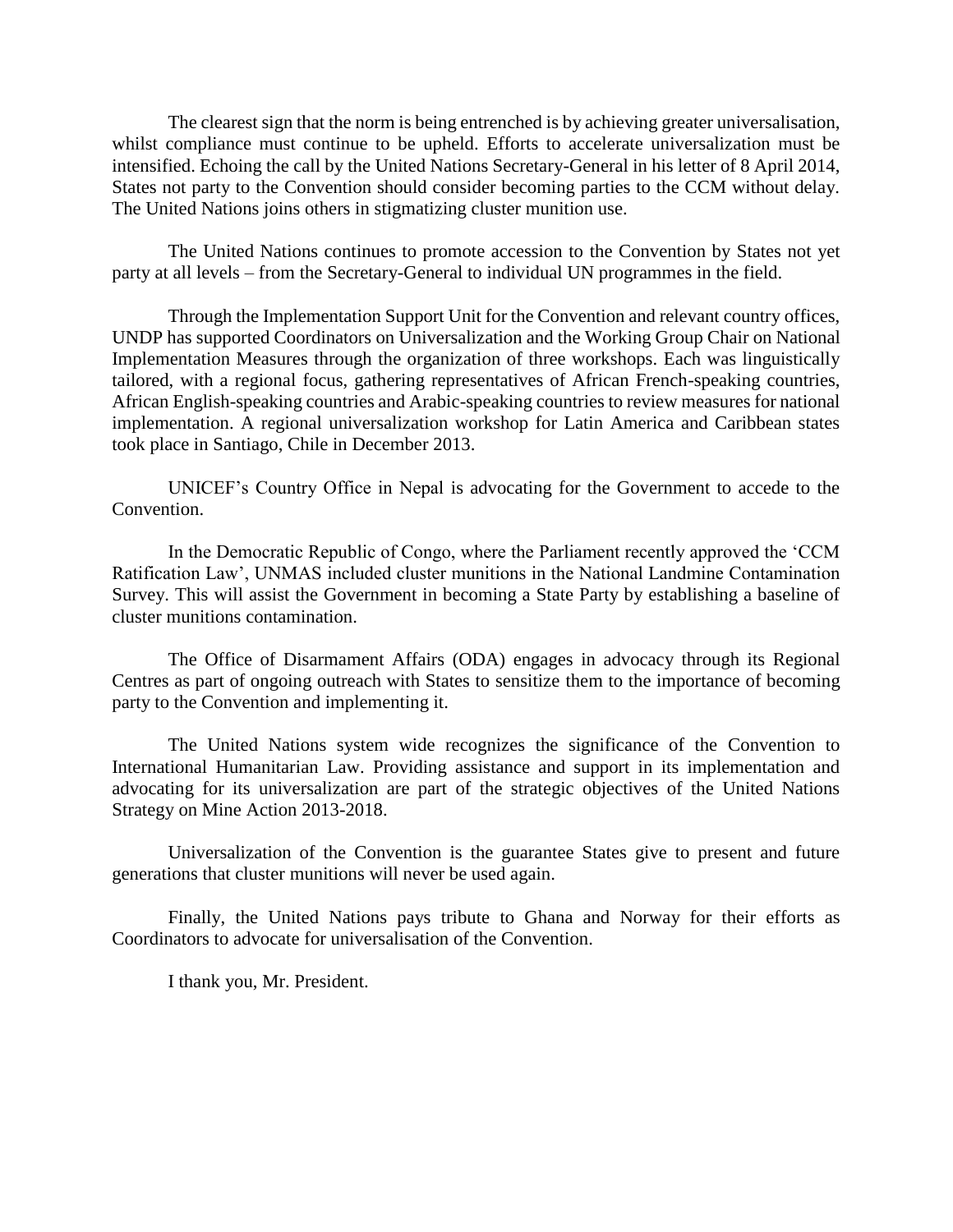The clearest sign that the norm is being entrenched is by achieving greater universalisation, whilst compliance must continue to be upheld. Efforts to accelerate universalization must be intensified. Echoing the call by the United Nations Secretary-General in his letter of 8 April 2014, States not party to the Convention should consider becoming parties to the CCM without delay. The United Nations joins others in stigmatizing cluster munition use.

The United Nations continues to promote accession to the Convention by States not yet party at all levels – from the Secretary-General to individual UN programmes in the field.

Through the Implementation Support Unit for the Convention and relevant country offices, UNDP has supported Coordinators on Universalization and the Working Group Chair on National Implementation Measures through the organization of three workshops. Each was linguistically tailored, with a regional focus, gathering representatives of African French-speaking countries, African English-speaking countries and Arabic-speaking countries to review measures for national implementation. A regional universalization workshop for Latin America and Caribbean states took place in Santiago, Chile in December 2013.

UNICEF's Country Office in Nepal is advocating for the Government to accede to the Convention.

In the Democratic Republic of Congo, where the Parliament recently approved the 'CCM Ratification Law', UNMAS included cluster munitions in the National Landmine Contamination Survey. This will assist the Government in becoming a State Party by establishing a baseline of cluster munitions contamination.

The Office of Disarmament Affairs (ODA) engages in advocacy through its Regional Centres as part of ongoing outreach with States to sensitize them to the importance of becoming party to the Convention and implementing it.

The United Nations system wide recognizes the significance of the Convention to International Humanitarian Law. Providing assistance and support in its implementation and advocating for its universalization are part of the strategic objectives of the United Nations Strategy on Mine Action 2013-2018.

Universalization of the Convention is the guarantee States give to present and future generations that cluster munitions will never be used again.

Finally, the United Nations pays tribute to Ghana and Norway for their efforts as Coordinators to advocate for universalisation of the Convention.

I thank you, Mr. President.